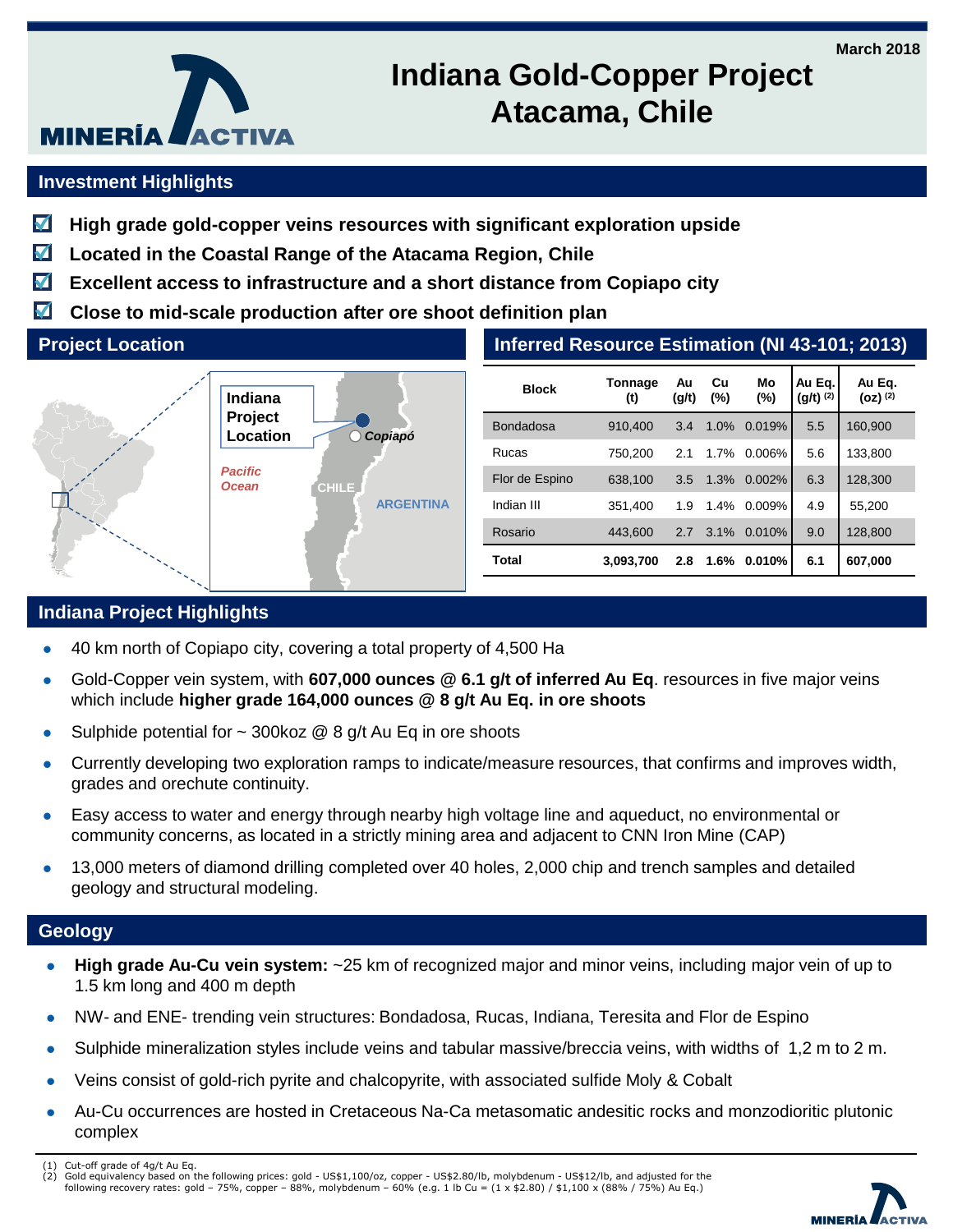March 2018

# Indiana Gold-Copper Project Atacama, Chile

## Investment Highlights

- **High grade gold-copper veins resources with significant exploration upside**
- **Located in the Coastal Range of the Atacama Region, Chile**
- **Excellent access to infrastructure and a short distance from Copiapo city**
- **Close to mid-scale production after ore shoot definition plan**

## Project Location

Indiana Project Location

*Copiapó*

*Pacific Ocean*

CHILE

ARGENTINA

## Inferred Resource Estimation (NI 43-101; 2013)

| Block | Tonnage (t) | Au (g/t) | Cu (%) | Mo (%) | Au Eq. (g/t) [(2)] | Au Eq. (oz) [(2)] |
|---|---|---|---|---|---|---|
| Bondadosa | 910,400 | 3.4 | 1.0% | 0.019% | 5.5 | 160,900 |
| Rucas | 750,200 | 2.1 | 1.7% | 0.006% | 5.6 | 133,800 |
| Flor de Espino | 638,100 | 3.5 | 1.3% | 0.002% | 6.3 | 128,300 |
| Indian III | 351,400 | 1.9 | 1.4% | 0.009% | 4.9 | 55,200 |
| Rosario | 443,600 | 2.7 | 3.1% | 0.010% | 9.0 | 128,800 |
| **Total** | **3,093,700** | **2.8** | **1.6%** | **0.010%** | **6.1** | **607,000** |

## Indiana Project Highlights

- 40 km north of Copiapo city, covering a total property of 4,500 Ha
- Gold-Copper vein system, with **607,000 ounces @ 6.1 g/t of inferred Au Eq**. resources in five major veins which include **higher grade 164,000 ounces @ 8 g/t Au Eq. in ore shoots**
- Sulphide potential for ~ 300koz @ 8 g/t Au Eq in ore shoots
- Currently developing two exploration ramps to indicate/measure resources, that confirms and improves width, grades and orechute continuity.
- Easy access to water and energy through nearby high voltage line and aqueduct, no environmental or community concerns, as located in a strictly mining area and adjacent to CNN Iron Mine (CAP)
- 13,000 meters of diamond drilling completed over 40 holes, 2,000 chip and trench samples and detailed geology and structural modeling.

## Geology

- **High grade Au-Cu vein system:** ~25 km of recognized major and minor veins, including major vein of up to 1.5 km long and 400 m depth
- NW- and ENE- trending vein structures: Bondadosa, Rucas, Indiana, Teresita and Flor de Espino
- Sulphide mineralization styles include veins and tabular massive/breccia veins, with widths of 1,2 m to 2 m.
- Veins consist of gold-rich pyrite and chalcopyrite, with associated sulfide Moly & Cobalt
- Au-Cu occurrences are hosted in Cretaceous Na-Ca metasomatic andesitic rocks and monzodioritic plutonic complex

(1) Cut-off grade of 4g/t Au Eq.
(2) Gold equivalency based on the following prices: gold - US$1,100/oz, copper - US$2.80/lb, molybdenum - US$12/lb, and adjusted for the following recovery rates: gold – 75%, copper – 88%, molybdenum – 60% (e.g. 1 lb Cu = (1 x $2.80) / $1,100 x (88% / 75%) Au Eq.)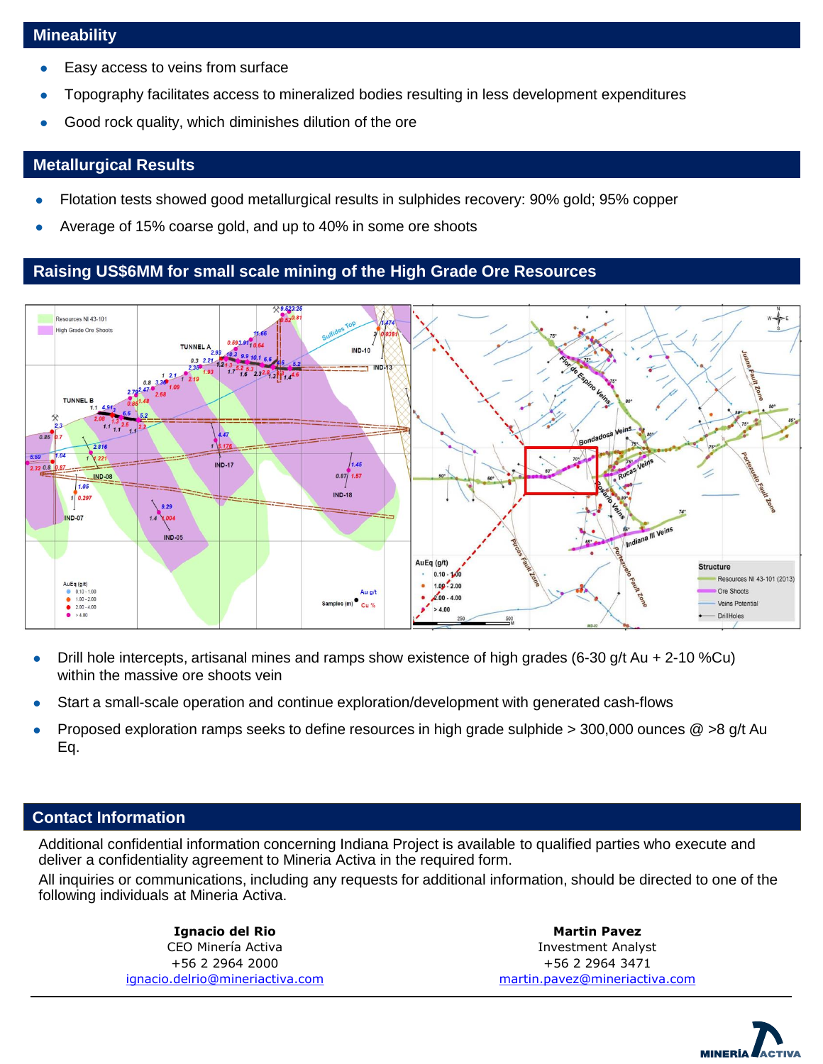## Mineability

- Easy access to veins from surface
- Topography facilitates access to mineralized bodies resulting in less development expenditures
- Good rock quality, which diminishes dilution of the ore

## Metallurgical Results

- Flotation tests showed good metallurgical results in sulphides recovery: 90% gold; 95% copper
- Average of 15% coarse gold, and up to 40% in some ore shoots

## Raising US$6MM for small scale mining of the High Grade Ore Resources

- Drill hole intercepts, artisanal mines and ramps show existence of high grades (6-30 g/t Au + 2-10 %Cu) within the massive ore shoots vein
- Start a small-scale operation and continue exploration/development with generated cash-flows
- Proposed exploration ramps seeks to define resources in high grade sulphide > 300,000 ounces @ >8 g/t Au Eq.

## Contact Information

Additional confidential information concerning Indiana Project is available to qualified parties who execute and deliver a confidentiality agreement to Mineria Activa in the required form.

All inquiries or communications, including any requests for additional information, should be directed to one of the following individuals at Mineria Activa.

**Ignacio del Rio**
CEO Minería Activa
+56 2 2964 2000
ignacio.delrio@mineriactiva.com

**Martin Pavez**
Investment Analyst
+56 2 2964 3471
martin.pavez@mineriactiva.com